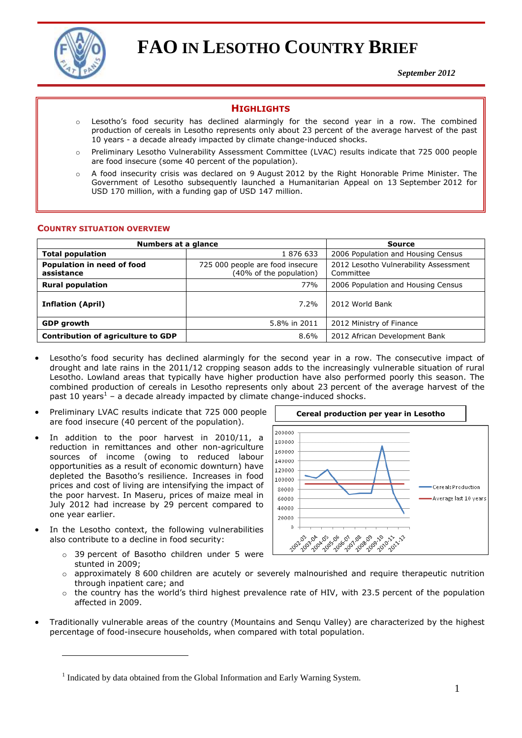# FAO IN LESOTHO COUNTRY BRIEF

*September 2012*

## HIGHLIGHTS

- Lesotho's food security has declined alarmingly for the second year in a row. The combined production of cereals in Lesotho represents only about 23 percent of the average harvest of the past 10 years - a decade already impacted by climate change-induced shocks.
- Preliminary Lesotho Vulnerability Assessment Committee (LVAC) results indicate that 725 000 people are food insecure (some 40 percent of the population).
- A food insecurity crisis was declared on 9 August 2012 by the Right Honorable Prime Minister. The Government of Lesotho subsequently launched a Humanitarian Appeal on 13 September 2012 for USD 170 million, with a funding gap of USD 147 million.

## COUNTRY SITUATION OVERVIEW

| Numbers at a glance | | Source |
|---|---|---|
| **Total population** | 1 876 633 | 2006 Population and Housing Census |
| **Population in need of food assistance** | 725 000 people are food insecure (40% of the population) | 2012 Lesotho Vulnerability Assessment Committee |
| **Rural population** | 77% | 2006 Population and Housing Census |
| **Inflation (April)** | 7.2% | 2012 World Bank |
| **GDP growth** | 5.8% in 2011 | 2012 Ministry of Finance |
| **Contribution of agriculture to GDP** | 8.6% | 2012 African Development Bank |

- Lesotho's food security has declined alarmingly for the second year in a row. The consecutive impact of drought and late rains in the 2011/12 cropping season adds to the increasingly vulnerable situation of rural Lesotho. Lowland areas that typically have higher production have also performed poorly this season. The combined production of cereals in Lesotho represents only about 23 percent of the average harvest of the past 10 years[1] – a decade already impacted by climate change-induced shocks.
- Preliminary LVAC results indicate that 725 000 people are food insecure (40 percent of the population).
- In addition to the poor harvest in 2010/11, a reduction in remittances and other non-agriculture sources of income (owing to reduced labour opportunities as a result of economic downturn) have depleted the Basotho's resilience. Increases in food prices and cost of living are intensifying the impact of the poor harvest. In Maseru, prices of maize meal in July 2012 had increase by 29 percent compared to one year earlier.
- In the Lesotho context, the following vulnerabilities also contribute to a decline in food security:
  - 39 percent of Basotho children under 5 were stunted in 2009;
  - approximately 8 600 children are acutely or severely malnourished and require therapeutic nutrition through inpatient care; and
  - the country has the world's third highest prevalence rate of HIV, with 23.5 percent of the population affected in 2009.
- Traditionally vulnerable areas of the country (Mountains and Senqu Valley) are characterized by the highest percentage of food-insecure households, when compared with total population.

**Cereal production per year in Lesotho**

[1] Indicated by data obtained from the Global Information and Early Warning System.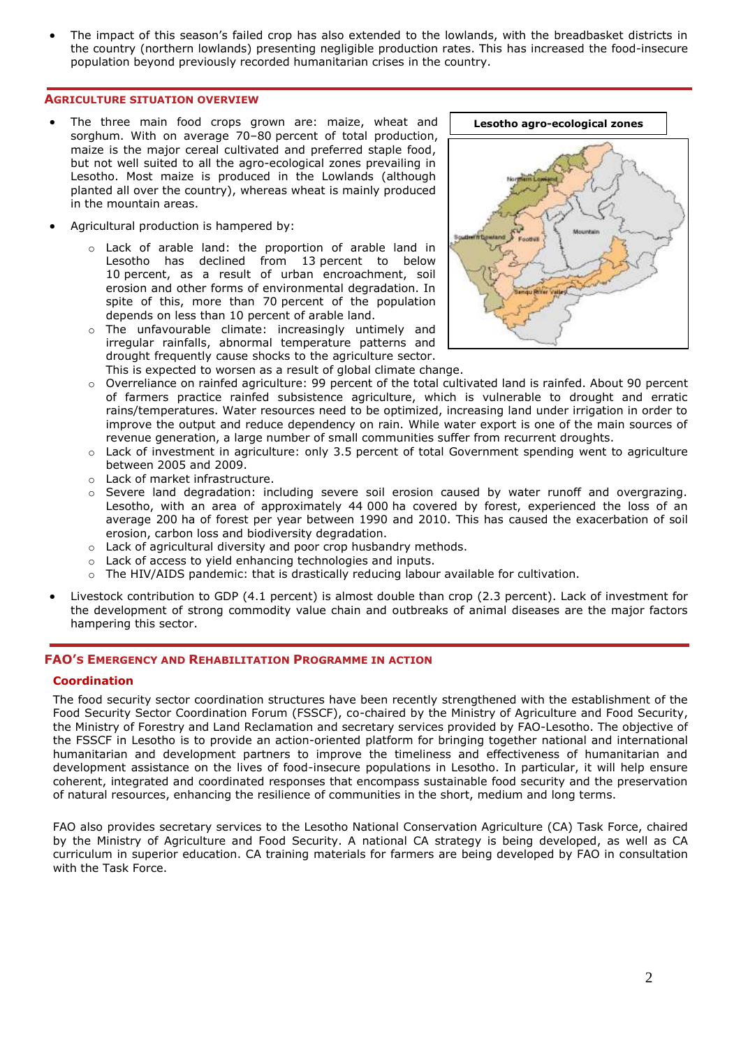- The impact of this season's failed crop has also extended to the lowlands, with the breadbasket districts in the country (northern lowlands) presenting negligible production rates. This has increased the food-insecure population beyond previously recorded humanitarian crises in the country.

## Agriculture situation overview

- The three main food crops grown are: maize, wheat and sorghum. With on average 70–80 percent of total production, maize is the major cereal cultivated and preferred staple food, but not well suited to all the agro-ecological zones prevailing in Lesotho. Most maize is produced in the Lowlands (although planted all over the country), whereas wheat is mainly produced in the mountain areas.

**Lesotho agro-ecological zones**

- Agricultural production is hampered by:
    - Lack of arable land: the proportion of arable land in Lesotho has declined from 13 percent to below 10 percent, as a result of urban encroachment, soil erosion and other forms of environmental degradation. In spite of this, more than 70 percent of the population depends on less than 10 percent of arable land.
    - The unfavourable climate: increasingly untimely and irregular rainfalls, abnormal temperature patterns and drought frequently cause shocks to the agriculture sector. This is expected to worsen as a result of global climate change.
    - Overreliance on rainfed agriculture: 99 percent of the total cultivated land is rainfed. About 90 percent of farmers practice rainfed subsistence agriculture, which is vulnerable to drought and erratic rains/temperatures. Water resources need to be optimized, increasing land under irrigation in order to improve the output and reduce dependency on rain. While water export is one of the main sources of revenue generation, a large number of small communities suffer from recurrent droughts.
    - Lack of investment in agriculture: only 3.5 percent of total Government spending went to agriculture between 2005 and 2009.
    - Lack of market infrastructure.
    - Severe land degradation: including severe soil erosion caused by water runoff and overgrazing. Lesotho, with an area of approximately 44 000 ha covered by forest, experienced the loss of an average 200 ha of forest per year between 1990 and 2010. This has caused the exacerbation of soil erosion, carbon loss and biodiversity degradation.
    - Lack of agricultural diversity and poor crop husbandry methods.
    - Lack of access to yield enhancing technologies and inputs.
    - The HIV/AIDS pandemic: that is drastically reducing labour available for cultivation.

- Livestock contribution to GDP (4.1 percent) is almost double than crop (2.3 percent). Lack of investment for the development of strong commodity value chain and outbreaks of animal diseases are the major factors hampering this sector.

## FAO's Emergency and Rehabilitation Programme in action

### Coordination

The food security sector coordination structures have been recently strengthened with the establishment of the Food Security Sector Coordination Forum (FSSCF), co-chaired by the Ministry of Agriculture and Food Security, the Ministry of Forestry and Land Reclamation and secretary services provided by FAO-Lesotho. The objective of the FSSCF in Lesotho is to provide an action-oriented platform for bringing together national and international humanitarian and development partners to improve the timeliness and effectiveness of humanitarian and development assistance on the lives of food-insecure populations in Lesotho. In particular, it will help ensure coherent, integrated and coordinated responses that encompass sustainable food security and the preservation of natural resources, enhancing the resilience of communities in the short, medium and long terms.

FAO also provides secretary services to the Lesotho National Conservation Agriculture (CA) Task Force, chaired by the Ministry of Agriculture and Food Security. A national CA strategy is being developed, as well as CA curriculum in superior education. CA training materials for farmers are being developed by FAO in consultation with the Task Force.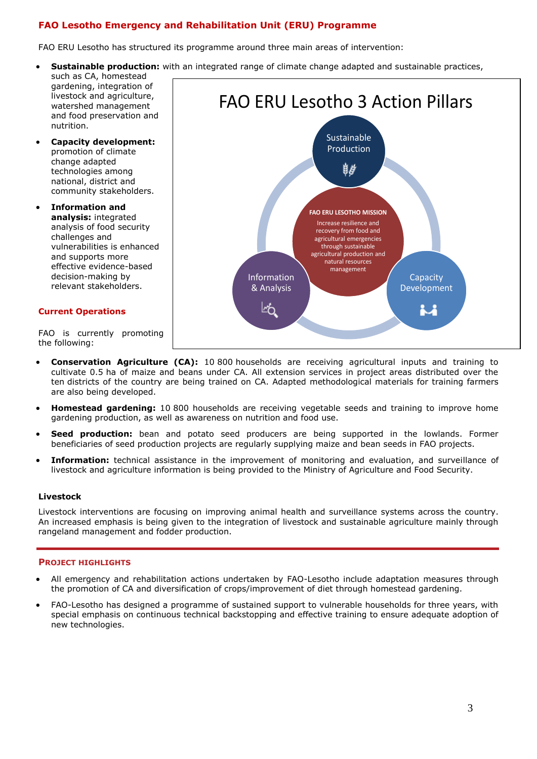## FAO Lesotho Emergency and Rehabilitation Unit (ERU) Programme

FAO ERU Lesotho has structured its programme around three main areas of intervention:

- **Sustainable production:** with an integrated range of climate change adapted and sustainable practices, such as CA, homestead gardening, integration of livestock and agriculture, watershed management and food preservation and nutrition.
- **Capacity development:** promotion of climate change adapted technologies among national, district and community stakeholders.
- **Information and analysis:** integrated analysis of food security challenges and vulnerabilities is enhanced and supports more effective evidence-based decision-making by relevant stakeholders.

FAO ERU Lesotho 3 Action Pillars

Sustainable Production

FAO ERU LESOTHO MISSION

Increase resilience and recovery from food and agricultural emergencies through sustainable agricultural production and natural resources management

Information & Analysis

Capacity Development

### Current Operations

FAO is currently promoting the following:

- **Conservation Agriculture (CA):** 10 800 households are receiving agricultural inputs and training to cultivate 0.5 ha of maize and beans under CA. All extension services in project areas distributed over the ten districts of the country are being trained on CA. Adapted methodological materials for training farmers are also being developed.
- **Homestead gardening:** 10 800 households are receiving vegetable seeds and training to improve home gardening production, as well as awareness on nutrition and food use.
- **Seed production:** bean and potato seed producers are being supported in the lowlands. Former beneficiaries of seed production projects are regularly supplying maize and bean seeds in FAO projects.
- **Information:** technical assistance in the improvement of monitoring and evaluation, and surveillance of livestock and agriculture information is being provided to the Ministry of Agriculture and Food Security.

### Livestock

Livestock interventions are focusing on improving animal health and surveillance systems across the country. An increased emphasis is being given to the integration of livestock and sustainable agriculture mainly through rangeland management and fodder production.

### Project Highlights

- All emergency and rehabilitation actions undertaken by FAO-Lesotho include adaptation measures through the promotion of CA and diversification of crops/improvement of diet through homestead gardening.
- FAO-Lesotho has designed a programme of sustained support to vulnerable households for three years, with special emphasis on continuous technical backstopping and effective training to ensure adequate adoption of new technologies.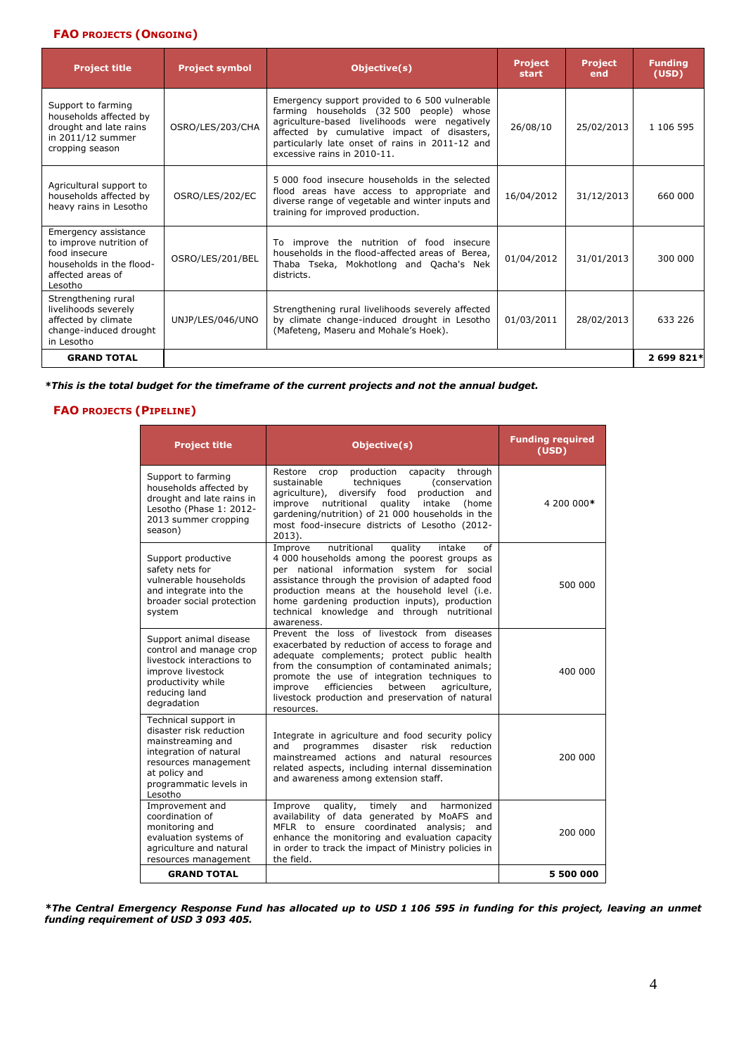## FAO projects (Ongoing)

| Project title | Project symbol | Objective(s) | Project start | Project end | Funding (USD) |
|---|---|---|---|---|---|
| Support to farming households affected by drought and late rains in 2011/12 summer cropping season | OSRO/LES/203/CHA | Emergency support provided to 6 500 vulnerable farming households (32 500 people) whose agriculture-based livelihoods were negatively affected by cumulative impact of disasters, particularly late onset of rains in 2011-12 and excessive rains in 2010-11. | 26/08/10 | 25/02/2013 | 1 106 595 |
| Agricultural support to households affected by heavy rains in Lesotho | OSRO/LES/202/EC | 5 000 food insecure households in the selected flood areas have access to appropriate and diverse range of vegetable and winter inputs and training for improved production. | 16/04/2012 | 31/12/2013 | 660 000 |
| Emergency assistance to improve nutrition of food insecure households in the flood-affected areas of Lesotho | OSRO/LES/201/BEL | To improve the nutrition of food insecure households in the flood-affected areas of Berea, Thaba Tseka, Mokhotlong and Qacha's Nek districts. | 01/04/2012 | 31/01/2013 | 300 000 |
| Strengthening rural livelihoods severely affected by climate change-induced drought in Lesotho | UNJP/LES/046/UNO | Strengthening rural livelihoods severely affected by climate change-induced drought in Lesotho (Mafeteng, Maseru and Mohale's Hoek). | 01/03/2011 | 28/02/2013 | 633 226 |
| **GRAND TOTAL** | | | | | **2 699 821*** |

***This is the total budget for the timeframe of the current projects and not the annual budget.***

## FAO projects (Pipeline)

| Project title | Objective(s) | Funding required (USD) |
|---|---|---|
| Support to farming households affected by drought and late rains in Lesotho (Phase 1: 2012-2013 summer cropping season) | Restore crop production capacity through sustainable techniques (conservation agriculture), diversify food production and improve nutritional quality intake (home gardening/nutrition) of 21 000 households in the most food-insecure districts of Lesotho (2012-2013). | 4 200 000* |
| Support productive safety nets for vulnerable households and integrate into the broader social protection system | Improve nutritional quality intake of 4 000 households among the poorest groups as per national information system for social assistance through the provision of adapted food production means at the household level (i.e. home gardening production inputs), production technical knowledge and through nutritional awareness. | 500 000 |
| Support animal disease control and manage crop livestock interactions to improve livestock productivity while reducing land degradation | Prevent the loss of livestock from diseases exacerbated by reduction of access to forage and adequate complements; protect public health from the consumption of contaminated animals; promote the use of integration techniques to improve efficiencies between agriculture, livestock production and preservation of natural resources. | 400 000 |
| Technical support in disaster risk reduction mainstreaming and integration of natural resources management at policy and programmatic levels in Lesotho | Integrate in agriculture and food security policy and programmes disaster risk reduction mainstreamed actions and natural resources related aspects, including internal dissemination and awareness among extension staff. | 200 000 |
| Improvement and coordination of monitoring and evaluation systems of agriculture and natural resources management | Improve quality, timely and harmonized availability of data generated by MoAFS and MFLR to ensure coordinated analysis; and enhance the monitoring and evaluation capacity in order to track the impact of Ministry policies in the field. | 200 000 |
| **GRAND TOTAL** | | **5 500 000** |

***The Central Emergency Response Fund has allocated up to USD 1 106 595 in funding for this project, leaving an unmet funding requirement of USD 3 093 405.***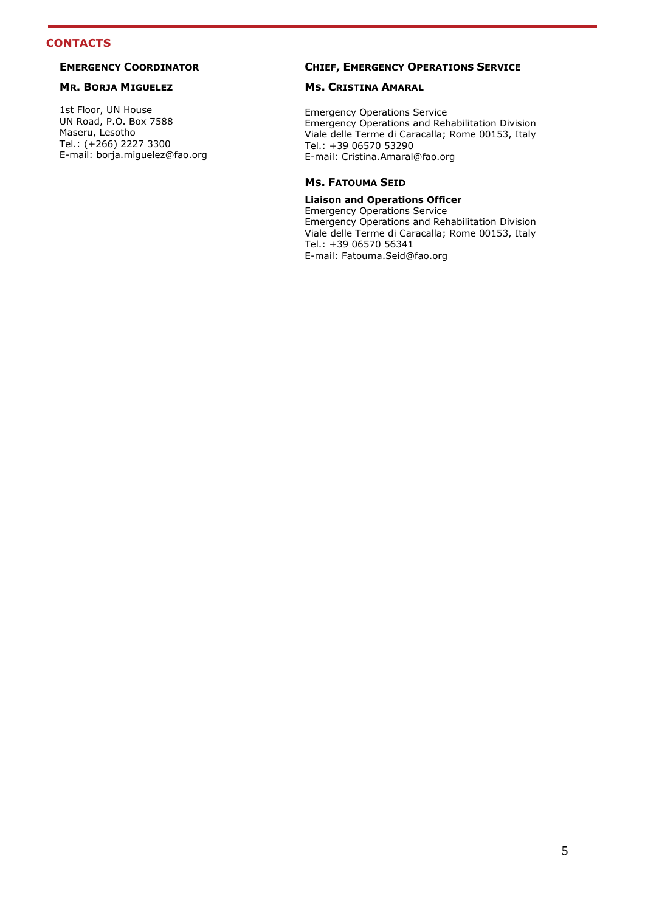## CONTACTS

### Emergency Coordinator

#### Mr. Borja Miguelez

1st Floor, UN House
UN Road, P.O. Box 7588
Maseru, Lesotho
Tel.: (+266) 2227 3300
E-mail: borja.miguelez@fao.org

### Chief, Emergency Operations Service

#### Ms. Cristina Amaral

Emergency Operations Service
Emergency Operations and Rehabilitation Division
Viale delle Terme di Caracalla; Rome 00153, Italy
Tel.: +39 06570 53290
E-mail: Cristina.Amaral@fao.org

#### Ms. Fatouma Seid

**Liaison and Operations Officer**
Emergency Operations Service
Emergency Operations and Rehabilitation Division
Viale delle Terme di Caracalla; Rome 00153, Italy
Tel.: +39 06570 56341
E-mail: Fatouma.Seid@fao.org